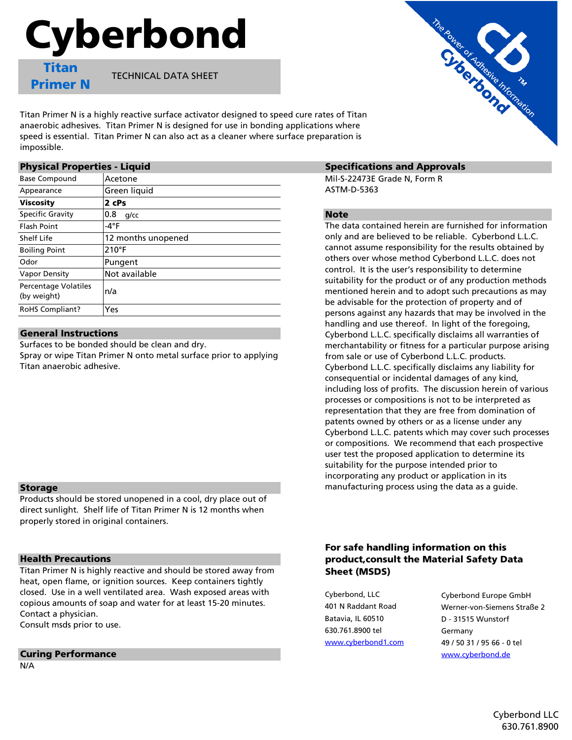# Cyberbond

## Titan Primer N

TECHNICAL DATA SHEET

Titan Primer N is a highly reactive surface activator designed to speed cure rates of Titan anaerobic adhesives. Titan Primer N is designed for use in bonding applications where speed is essential. Titan Primer N can also act as a cleaner where surface preparation is impossible.

### Physical Properties - Liquid

| Property | Value |
|---|---|
| Base Compound | Acetone |
| Appearance | Green liquid |
| **Viscosity** | **2 cPs** |
| Specific Gravity | 0.8 g/cc |
| Flash Point | -4°F |
| Shelf Life | 12 months unopened |
| Boiling Point | 210°F |
| Odor | Pungent |
| Vapor Density | Not available |
| Percentage Volatiles (by weight) | n/a |
| RoHS Compliant? | Yes |

### General Instructions

Surfaces to be bonded should be clean and dry.
Spray or wipe Titan Primer N onto metal surface prior to applying Titan anaerobic adhesive.

### Storage

Products should be stored unopened in a cool, dry place out of direct sunlight. Shelf life of Titan Primer N is 12 months when properly stored in original containers.

### Health Precautions

Titan Primer N is highly reactive and should be stored away from heat, open flame, or ignition sources. Keep containers tightly closed. Use in a well ventilated area. Wash exposed areas with copious amounts of soap and water for at least 15-20 minutes. Contact a physician.
Consult msds prior to use.

### Curing Performance

N/A

### Specifications and Approvals

Mil-S-22473E Grade N, Form R
ASTM-D-5363

### Note

The data contained herein are furnished for information only and are believed to be reliable. Cyberbond L.L.C. cannot assume responsibility for the results obtained by others over whose method Cyberbond L.L.C. does not control. It is the user's responsibility to determine suitability for the product or of any production methods mentioned herein and to adopt such precautions as may be advisable for the protection of property and of persons against any hazards that may be involved in the handling and use thereof. In light of the foregoing, Cyberbond L.L.C. specifically disclaims all warranties of merchantability or fitness for a particular purpose arising from sale or use of Cyberbond L.L.C. products. Cyberbond L.L.C. specifically disclaims any liability for consequential or incidental damages of any kind, including loss of profits. The discussion herein of various processes or compositions is not to be interpreted as representation that they are free from domination of patents owned by others or as a license under any Cyberbond L.L.C. patents which may cover such processes or compositions. We recommend that each prospective user test the proposed application to determine its suitability for the purpose intended prior to incorporating any product or application in its manufacturing process using the data as a guide.

**For safe handling information on this product,consult the Material Safety Data Sheet (MSDS)**

Cyberbond, LLC
401 N Raddant Road
Batavia, IL 60510
630.761.8900 tel
www.cyberbond1.com

Cyberbond Europe GmbH
Werner-von-Siemens Straße 2
D - 31515 Wunstorf
Germany
49 / 50 31 / 95 66 - 0 tel
www.cyberbond.de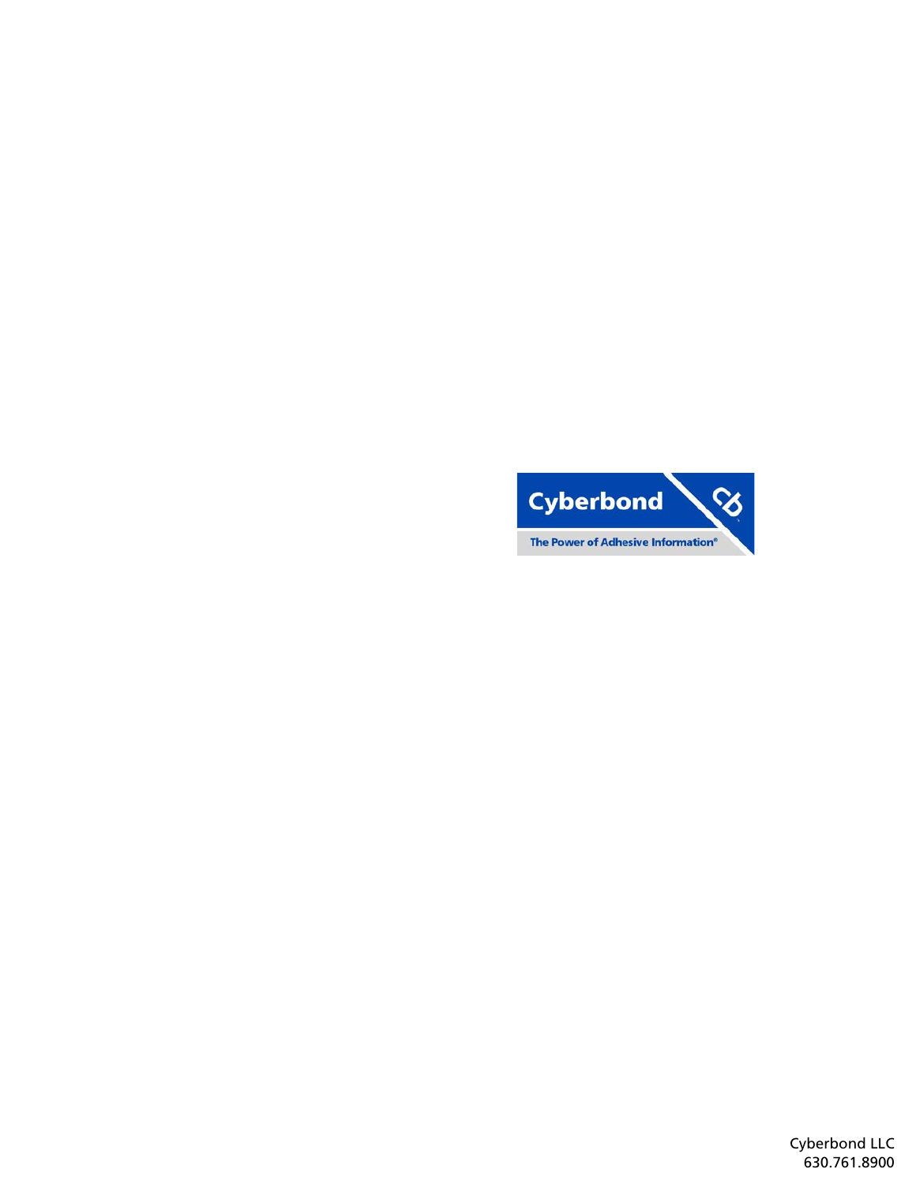Cyberbond

The Power of Adhesive Information®

Cyberbond LLC
630.761.8900